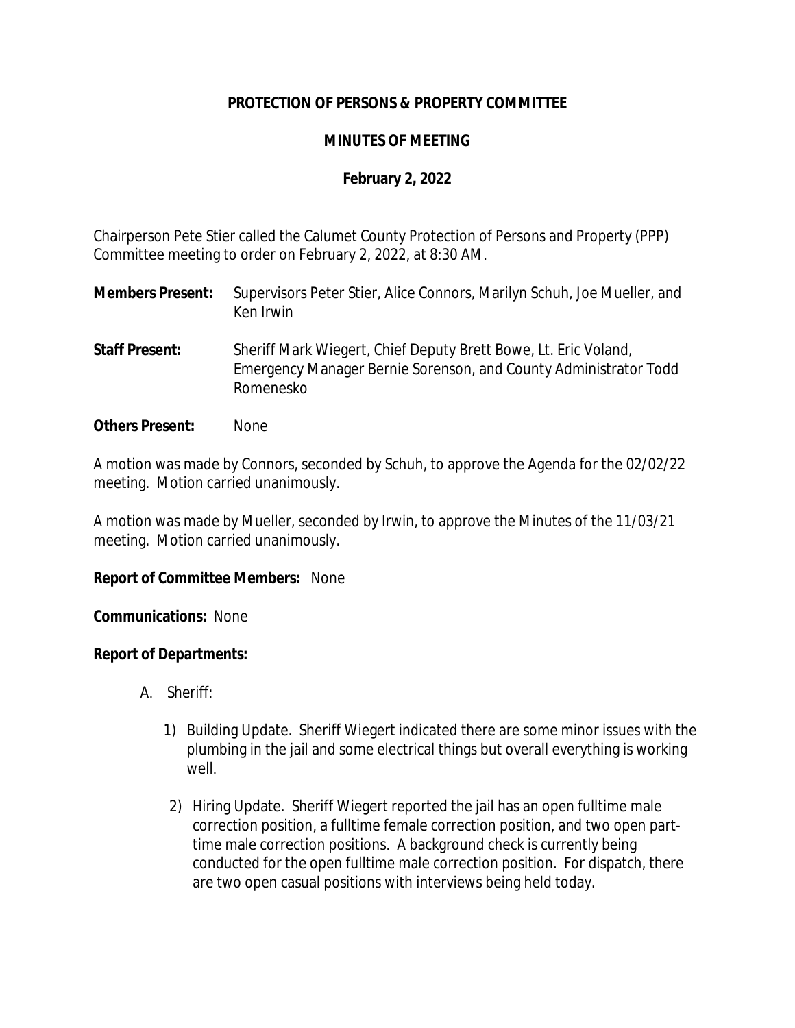# PROTECTION OF PERSONS & PROPERTY COMMITTEE

## MINUTES OF MEETING

### February 2, 2022

Chairperson Pete Stier called the Calumet County Protection of Persons and Property (PPP) Committee meeting to order on February 2, 2022, at 8:30 AM.

**Members Present:** Supervisors Peter Stier, Alice Connors, Marilyn Schuh, Joe Mueller, and Ken Irwin

**Staff Present:** Sheriff Mark Wiegert, Chief Deputy Brett Bowe, Lt. Eric Voland, Emergency Manager Bernie Sorenson, and County Administrator Todd Romenesko

**Others Present:** None

A motion was made by Connors, seconded by Schuh, to approve the Agenda for the 02/02/22 meeting. Motion carried unanimously.

A motion was made by Mueller, seconded by Irwin, to approve the Minutes of the 11/03/21 meeting. Motion carried unanimously.

**Report of Committee Members:** None

**Communications:** None

**Report of Departments:**

A. Sheriff:

1) Building Update. Sheriff Wiegert indicated there are some minor issues with the plumbing in the jail and some electrical things but overall everything is working well.

2) Hiring Update. Sheriff Wiegert reported the jail has an open fulltime male correction position, a fulltime female correction position, and two open part-time male correction positions. A background check is currently being conducted for the open fulltime male correction position. For dispatch, there are two open casual positions with interviews being held today.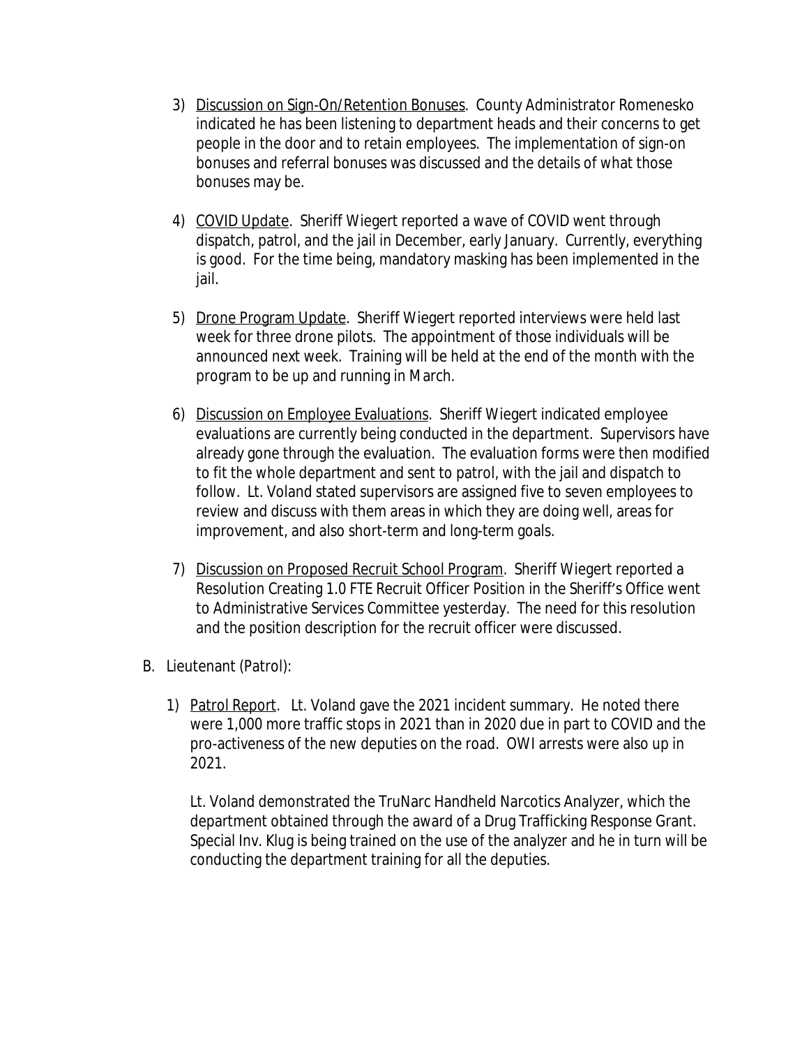3) <u>Discussion on Sign-On/Retention Bonuses</u>. County Administrator Romenesko indicated he has been listening to department heads and their concerns to get people in the door and to retain employees. The implementation of sign-on bonuses and referral bonuses was discussed and the details of what those bonuses may be.

4) <u>COVID Update</u>. Sheriff Wiegert reported a wave of COVID went through dispatch, patrol, and the jail in December, early January. Currently, everything is good. For the time being, mandatory masking has been implemented in the jail.

5) <u>Drone Program Update</u>. Sheriff Wiegert reported interviews were held last week for three drone pilots. The appointment of those individuals will be announced next week. Training will be held at the end of the month with the program to be up and running in March.

6) <u>Discussion on Employee Evaluations</u>. Sheriff Wiegert indicated employee evaluations are currently being conducted in the department. Supervisors have already gone through the evaluation. The evaluation forms were then modified to fit the whole department and sent to patrol, with the jail and dispatch to follow. Lt. Voland stated supervisors are assigned five to seven employees to review and discuss with them areas in which they are doing well, areas for improvement, and also short-term and long-term goals.

7) <u>Discussion on Proposed Recruit School Program</u>. Sheriff Wiegert reported a Resolution Creating 1.0 FTE Recruit Officer Position in the Sheriff's Office went to Administrative Services Committee yesterday. The need for this resolution and the position description for the recruit officer were discussed.

B. Lieutenant (Patrol):

1) <u>Patrol Report</u>. Lt. Voland gave the 2021 incident summary. He noted there were 1,000 more traffic stops in 2021 than in 2020 due in part to COVID and the pro-activeness of the new deputies on the road. OWI arrests were also up in 2021.

   Lt. Voland demonstrated the TruNarc Handheld Narcotics Analyzer, which the department obtained through the award of a Drug Trafficking Response Grant. Special Inv. Klug is being trained on the use of the analyzer and he in turn will be conducting the department training for all the deputies.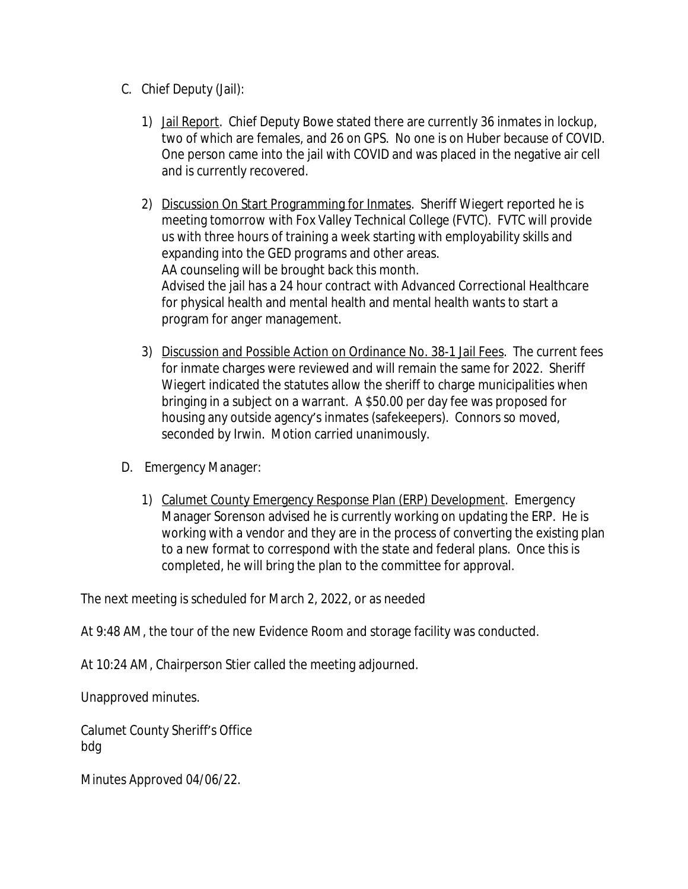C. Chief Deputy (Jail):

1) Jail Report. Chief Deputy Bowe stated there are currently 36 inmates in lockup, two of which are females, and 26 on GPS. No one is on Huber because of COVID. One person came into the jail with COVID and was placed in the negative air cell and is currently recovered.

2) Discussion On Start Programming for Inmates. Sheriff Wiegert reported he is meeting tomorrow with Fox Valley Technical College (FVTC). FVTC will provide us with three hours of training a week starting with employability skills and expanding into the GED programs and other areas.
AA counseling will be brought back this month.
Advised the jail has a 24 hour contract with Advanced Correctional Healthcare for physical health and mental health and mental health wants to start a program for anger management.

3) Discussion and Possible Action on Ordinance No. 38-1 Jail Fees. The current fees for inmate charges were reviewed and will remain the same for 2022. Sheriff Wiegert indicated the statutes allow the sheriff to charge municipalities when bringing in a subject on a warrant. A $50.00 per day fee was proposed for housing any outside agency's inmates (safekeepers). Connors so moved, seconded by Irwin. Motion carried unanimously.

D. Emergency Manager:

1) Calumet County Emergency Response Plan (ERP) Development. Emergency Manager Sorenson advised he is currently working on updating the ERP. He is working with a vendor and they are in the process of converting the existing plan to a new format to correspond with the state and federal plans. Once this is completed, he will bring the plan to the committee for approval.

The next meeting is scheduled for March 2, 2022, or as needed

At 9:48 AM, the tour of the new Evidence Room and storage facility was conducted.

At 10:24 AM, Chairperson Stier called the meeting adjourned.

Unapproved minutes.

Calumet County Sheriff's Office
bdg

Minutes Approved 04/06/22.